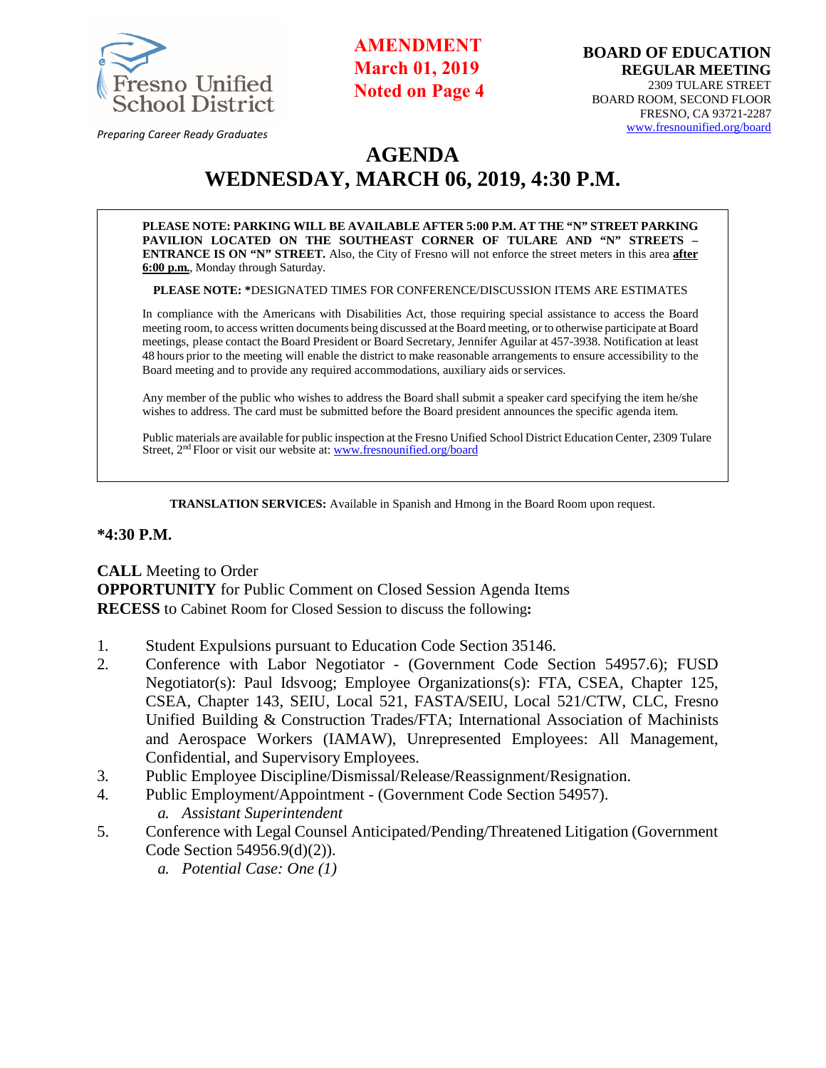Fresno Unified School District

*Preparing Career Ready Graduates*

**AMENDMENT**
**March 01, 2019**
**Noted on Page 4**

**BOARD OF EDUCATION**
**REGULAR MEETING**
2309 TULARE STREET
BOARD ROOM, SECOND FLOOR
FRESNO, CA 93721-2287
www.fresnounified.org/board

# AGENDA
# WEDNESDAY, MARCH 06, 2019, 4:30 P.M.

**PLEASE NOTE: PARKING WILL BE AVAILABLE AFTER 5:00 P.M. AT THE "N" STREET PARKING PAVILION LOCATED ON THE SOUTHEAST CORNER OF TULARE AND "N" STREETS – ENTRANCE IS ON "N" STREET.** Also, the City of Fresno will not enforce the street meters in this area **after 6:00 p.m.**, Monday through Saturday.

**PLEASE NOTE: ***DESIGNATED TIMES FOR CONFERENCE/DISCUSSION ITEMS ARE ESTIMATES

In compliance with the Americans with Disabilities Act, those requiring special assistance to access the Board meeting room, to access written documents being discussed at the Board meeting, or to otherwise participate at Board meetings, please contact the Board President or Board Secretary, Jennifer Aguilar at 457-3938. Notification at least 48 hours prior to the meeting will enable the district to make reasonable arrangements to ensure accessibility to the Board meeting and to provide any required accommodations, auxiliary aids or services.

Any member of the public who wishes to address the Board shall submit a speaker card specifying the item he/she wishes to address. The card must be submitted before the Board president announces the specific agenda item.

Public materials are available for public inspection at the Fresno Unified School District Education Center, 2309 Tulare Street, 2nd Floor or visit our website at: www.fresnounified.org/board

**TRANSLATION SERVICES:** Available in Spanish and Hmong in the Board Room upon request.

**\*4:30 P.M.**

**CALL** Meeting to Order
**OPPORTUNITY** for Public Comment on Closed Session Agenda Items
**RECESS** to Cabinet Room for Closed Session to discuss the following**:**

1. Student Expulsions pursuant to Education Code Section 35146.
2. Conference with Labor Negotiator - (Government Code Section 54957.6); FUSD Negotiator(s): Paul Idsvoog; Employee Organizations(s): FTA, CSEA, Chapter 125, CSEA, Chapter 143, SEIU, Local 521, FASTA/SEIU, Local 521/CTW, CLC, Fresno Unified Building & Construction Trades/FTA; International Association of Machinists and Aerospace Workers (IAMAW), Unrepresented Employees: All Management, Confidential, and Supervisory Employees.
3. Public Employee Discipline/Dismissal/Release/Reassignment/Resignation.
4. Public Employment/Appointment - (Government Code Section 54957).
   *a. Assistant Superintendent*
5. Conference with Legal Counsel Anticipated/Pending/Threatened Litigation (Government Code Section 54956.9(d)(2)).
   *a. Potential Case: One (1)*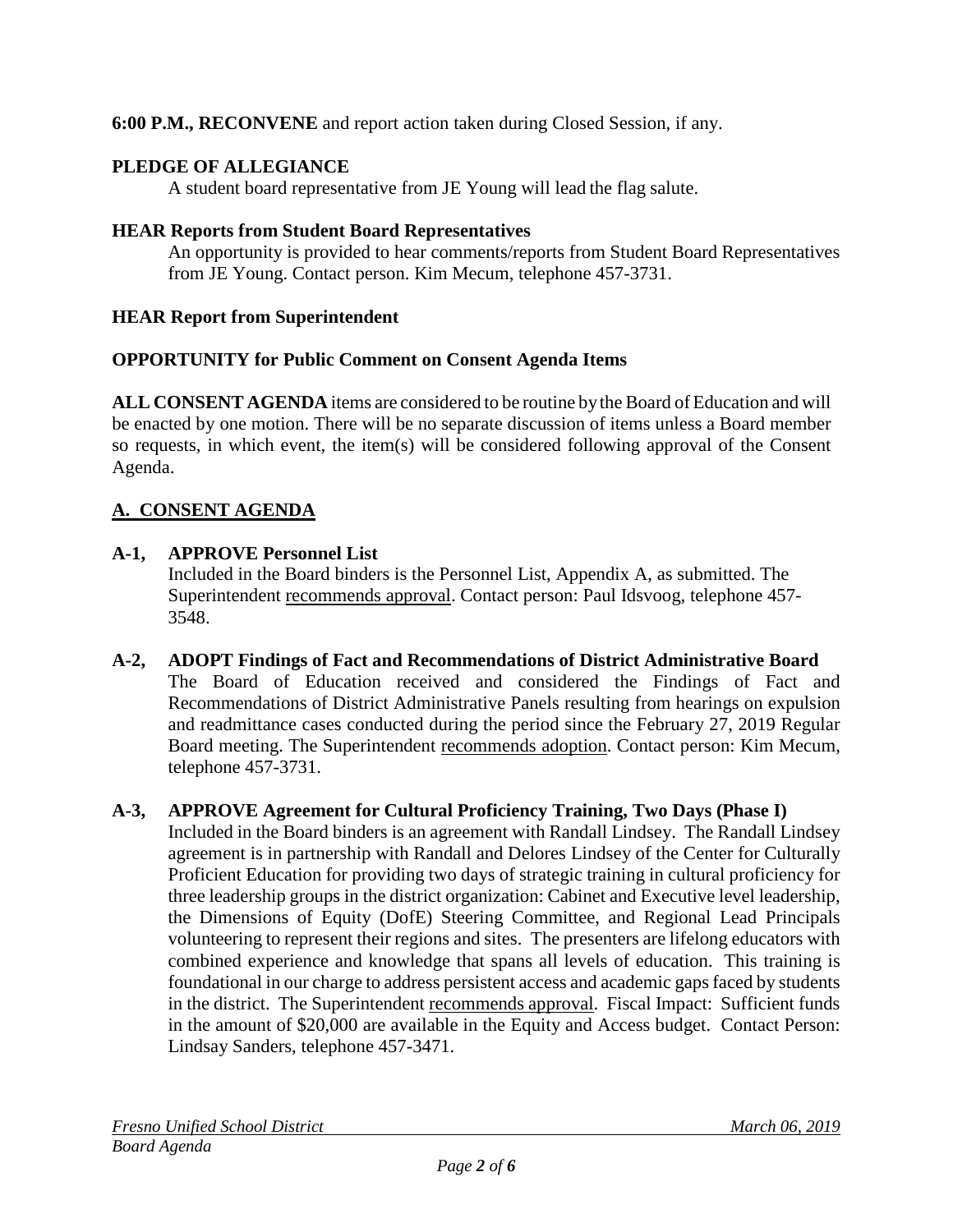**6:00 P.M., RECONVENE** and report action taken during Closed Session, if any.

**PLEDGE OF ALLEGIANCE**

A student board representative from JE Young will lead the flag salute.

**HEAR Reports from Student Board Representatives**

An opportunity is provided to hear comments/reports from Student Board Representatives from JE Young. Contact person. Kim Mecum, telephone 457-3731.

**HEAR Report from Superintendent**

**OPPORTUNITY for Public Comment on Consent Agenda Items**

**ALL CONSENT AGENDA** items are considered to be routine by the Board of Education and will be enacted by one motion. There will be no separate discussion of items unless a Board member so requests, in which event, the item(s) will be considered following approval of the Consent Agenda.

## A. CONSENT AGENDA

**A-1, APPROVE Personnel List**

Included in the Board binders is the Personnel List, Appendix A, as submitted. The Superintendent recommends approval. Contact person: Paul Idsvoog, telephone 457-3548.

**A-2, ADOPT Findings of Fact and Recommendations of District Administrative Board**

The Board of Education received and considered the Findings of Fact and Recommendations of District Administrative Panels resulting from hearings on expulsion and readmittance cases conducted during the period since the February 27, 2019 Regular Board meeting. The Superintendent recommends adoption. Contact person: Kim Mecum, telephone 457-3731.

**A-3, APPROVE Agreement for Cultural Proficiency Training, Two Days (Phase I)**

Included in the Board binders is an agreement with Randall Lindsey. The Randall Lindsey agreement is in partnership with Randall and Delores Lindsey of the Center for Culturally Proficient Education for providing two days of strategic training in cultural proficiency for three leadership groups in the district organization: Cabinet and Executive level leadership, the Dimensions of Equity (DofE) Steering Committee, and Regional Lead Principals volunteering to represent their regions and sites. The presenters are lifelong educators with combined experience and knowledge that spans all levels of education. This training is foundational in our charge to address persistent access and academic gaps faced by students in the district. The Superintendent recommends approval. Fiscal Impact: Sufficient funds in the amount of $20,000 are available in the Equity and Access budget. Contact Person: Lindsay Sanders, telephone 457-3471.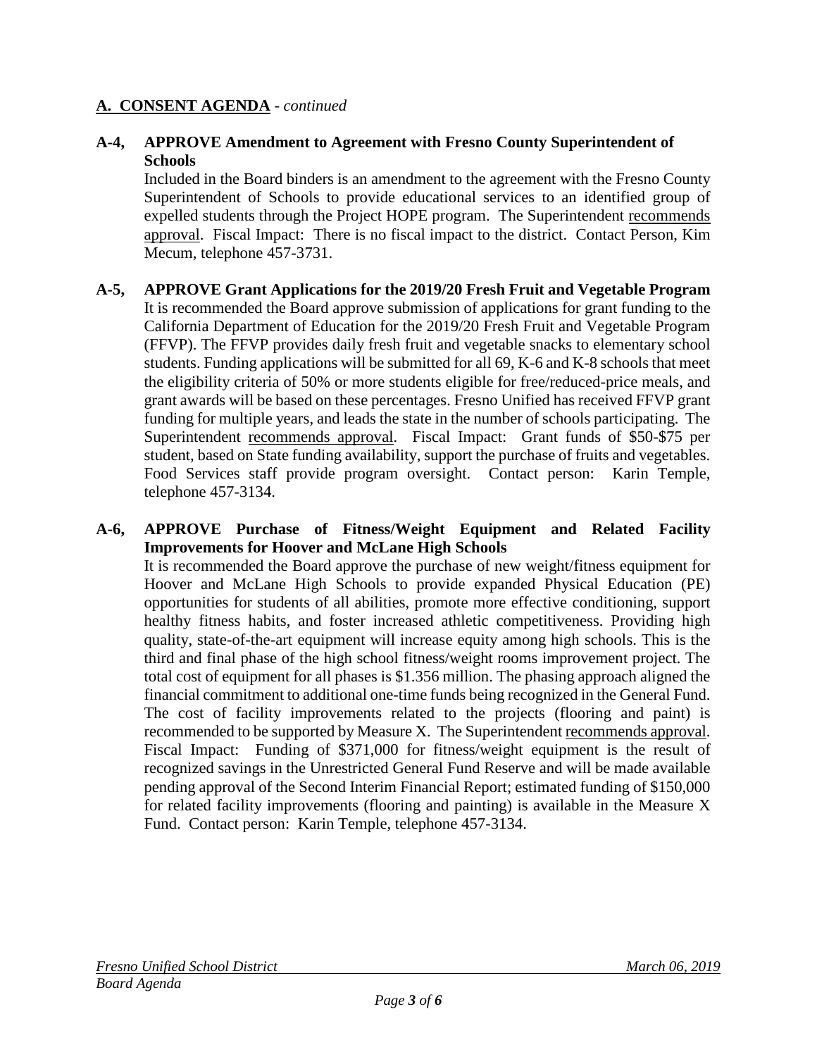## A. CONSENT AGENDA - *continued*

**A-4, APPROVE Amendment to Agreement with Fresno County Superintendent of Schools**

Included in the Board binders is an amendment to the agreement with the Fresno County Superintendent of Schools to provide educational services to an identified group of expelled students through the Project HOPE program. The Superintendent recommends approval. Fiscal Impact: There is no fiscal impact to the district. Contact Person, Kim Mecum, telephone 457-3731.

**A-5, APPROVE Grant Applications for the 2019/20 Fresh Fruit and Vegetable Program**

It is recommended the Board approve submission of applications for grant funding to the California Department of Education for the 2019/20 Fresh Fruit and Vegetable Program (FFVP). The FFVP provides daily fresh fruit and vegetable snacks to elementary school students. Funding applications will be submitted for all 69, K-6 and K-8 schools that meet the eligibility criteria of 50% or more students eligible for free/reduced-price meals, and grant awards will be based on these percentages. Fresno Unified has received FFVP grant funding for multiple years, and leads the state in the number of schools participating. The Superintendent recommends approval. Fiscal Impact: Grant funds of $50-$75 per student, based on State funding availability, support the purchase of fruits and vegetables. Food Services staff provide program oversight. Contact person: Karin Temple, telephone 457-3134.

**A-6, APPROVE Purchase of Fitness/Weight Equipment and Related Facility Improvements for Hoover and McLane High Schools**

It is recommended the Board approve the purchase of new weight/fitness equipment for Hoover and McLane High Schools to provide expanded Physical Education (PE) opportunities for students of all abilities, promote more effective conditioning, support healthy fitness habits, and foster increased athletic competitiveness. Providing high quality, state-of-the-art equipment will increase equity among high schools. This is the third and final phase of the high school fitness/weight rooms improvement project. The total cost of equipment for all phases is $1.356 million. The phasing approach aligned the financial commitment to additional one-time funds being recognized in the General Fund. The cost of facility improvements related to the projects (flooring and paint) is recommended to be supported by Measure X. The Superintendent recommends approval. Fiscal Impact: Funding of $371,000 for fitness/weight equipment is the result of recognized savings in the Unrestricted General Fund Reserve and will be made available pending approval of the Second Interim Financial Report; estimated funding of $150,000 for related facility improvements (flooring and painting) is available in the Measure X Fund. Contact person: Karin Temple, telephone 457-3134.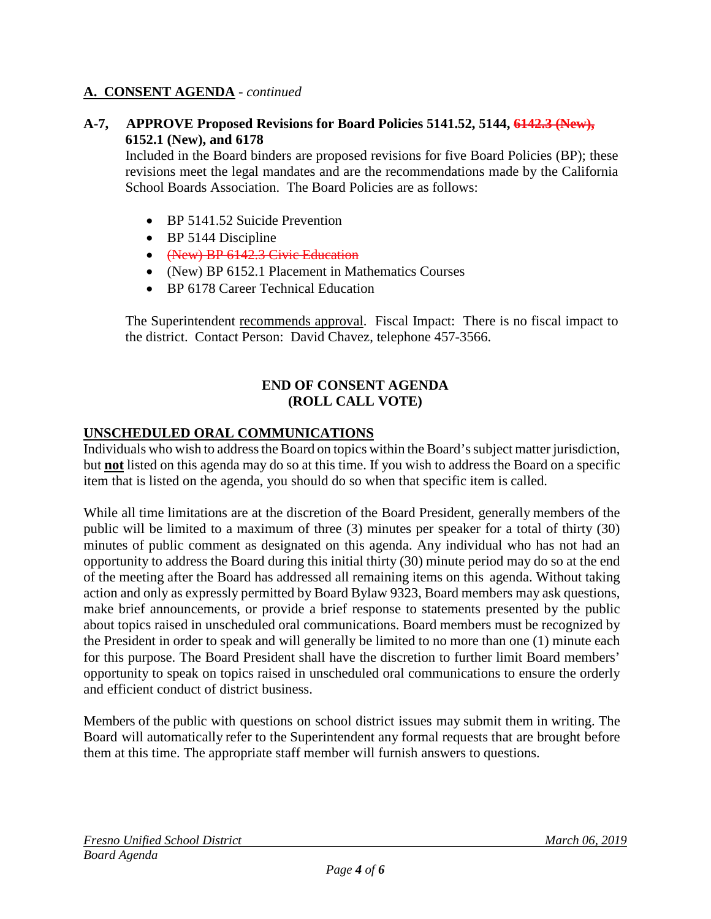## A. CONSENT AGENDA - *continued*

**A-7, APPROVE Proposed Revisions for Board Policies 5141.52, 5144, ~~6142.3 (New),~~ 6152.1 (New), and 6178**

Included in the Board binders are proposed revisions for five Board Policies (BP); these revisions meet the legal mandates and are the recommendations made by the California School Boards Association. The Board Policies are as follows:

- BP 5141.52 Suicide Prevention
- BP 5144 Discipline
- ~~(New) BP 6142.3 Civic Education~~
- (New) BP 6152.1 Placement in Mathematics Courses
- BP 6178 Career Technical Education

The Superintendent recommends approval. Fiscal Impact: There is no fiscal impact to the district. Contact Person: David Chavez, telephone 457-3566.

**END OF CONSENT AGENDA**
**(ROLL CALL VOTE)**

## UNSCHEDULED ORAL COMMUNICATIONS

Individuals who wish to address the Board on topics within the Board's subject matter jurisdiction, but **not** listed on this agenda may do so at this time. If you wish to address the Board on a specific item that is listed on the agenda, you should do so when that specific item is called.

While all time limitations are at the discretion of the Board President, generally members of the public will be limited to a maximum of three (3) minutes per speaker for a total of thirty (30) minutes of public comment as designated on this agenda. Any individual who has not had an opportunity to address the Board during this initial thirty (30) minute period may do so at the end of the meeting after the Board has addressed all remaining items on this agenda. Without taking action and only as expressly permitted by Board Bylaw 9323, Board members may ask questions, make brief announcements, or provide a brief response to statements presented by the public about topics raised in unscheduled oral communications. Board members must be recognized by the President in order to speak and will generally be limited to no more than one (1) minute each for this purpose. The Board President shall have the discretion to further limit Board members' opportunity to speak on topics raised in unscheduled oral communications to ensure the orderly and efficient conduct of district business.

Members of the public with questions on school district issues may submit them in writing. The Board will automatically refer to the Superintendent any formal requests that are brought before them at this time. The appropriate staff member will furnish answers to questions.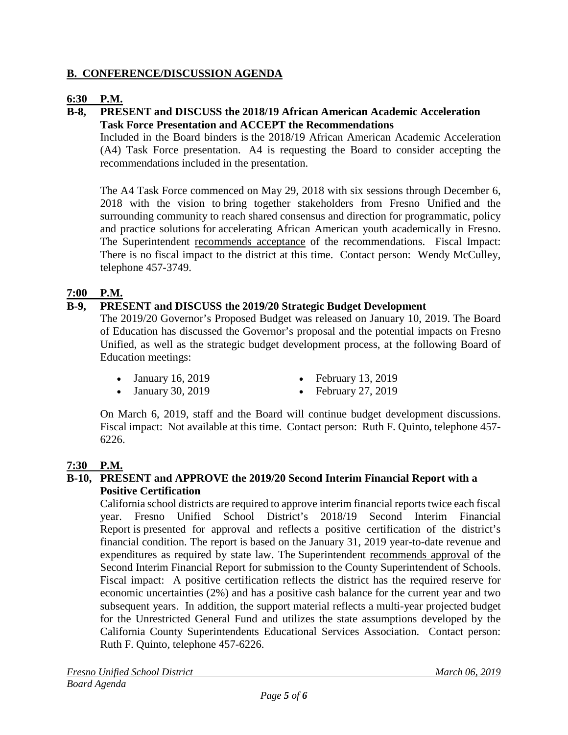## B. CONFERENCE/DISCUSSION AGENDA

**6:30 P.M.**

**B-8, PRESENT and DISCUSS the 2018/19 African American Academic Acceleration Task Force Presentation and ACCEPT the Recommendations**

Included in the Board binders is the 2018/19 African American Academic Acceleration (A4) Task Force presentation. A4 is requesting the Board to consider accepting the recommendations included in the presentation.

The A4 Task Force commenced on May 29, 2018 with six sessions through December 6, 2018 with the vision to bring together stakeholders from Fresno Unified and the surrounding community to reach shared consensus and direction for programmatic, policy and practice solutions for accelerating African American youth academically in Fresno. The Superintendent recommends acceptance of the recommendations. Fiscal Impact: There is no fiscal impact to the district at this time. Contact person: Wendy McCulley, telephone 457-3749.

**7:00 P.M.**

**B-9, PRESENT and DISCUSS the 2019/20 Strategic Budget Development**

The 2019/20 Governor's Proposed Budget was released on January 10, 2019. The Board of Education has discussed the Governor's proposal and the potential impacts on Fresno Unified, as well as the strategic budget development process, at the following Board of Education meetings:

- January 16, 2019
- January 30, 2019
- February 13, 2019
- February 27, 2019

On March 6, 2019, staff and the Board will continue budget development discussions. Fiscal impact: Not available at this time. Contact person: Ruth F. Quinto, telephone 457-6226.

**7:30 P.M.**

**B-10, PRESENT and APPROVE the 2019/20 Second Interim Financial Report with a Positive Certification**

California school districts are required to approve interim financial reports twice each fiscal year. Fresno Unified School District's 2018/19 Second Interim Financial Report is presented for approval and reflects a positive certification of the district's financial condition. The report is based on the January 31, 2019 year-to-date revenue and expenditures as required by state law. The Superintendent recommends approval of the Second Interim Financial Report for submission to the County Superintendent of Schools. Fiscal impact: A positive certification reflects the district has the required reserve for economic uncertainties (2%) and has a positive cash balance for the current year and two subsequent years. In addition, the support material reflects a multi-year projected budget for the Unrestricted General Fund and utilizes the state assumptions developed by the California County Superintendents Educational Services Association. Contact person: Ruth F. Quinto, telephone 457-6226.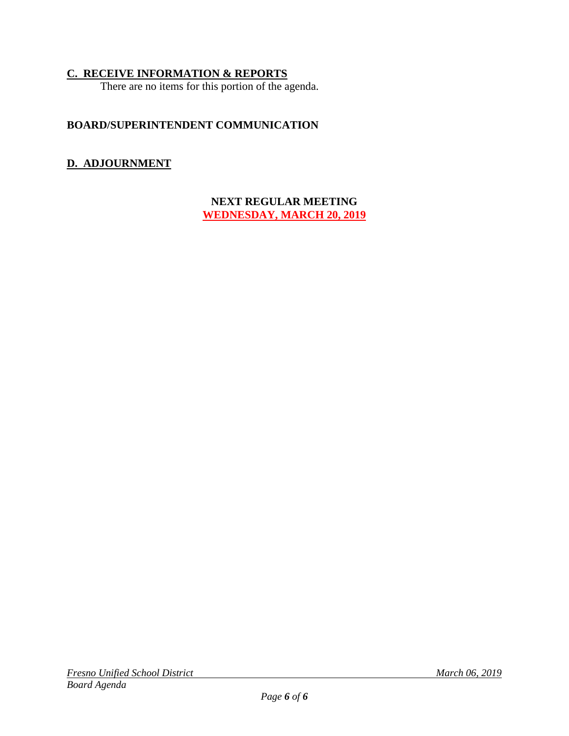## C. RECEIVE INFORMATION & REPORTS

There are no items for this portion of the agenda.

## BOARD/SUPERINTENDENT COMMUNICATION

## D. ADJOURNMENT

**NEXT REGULAR MEETING**
**WEDNESDAY, MARCH 20, 2019**